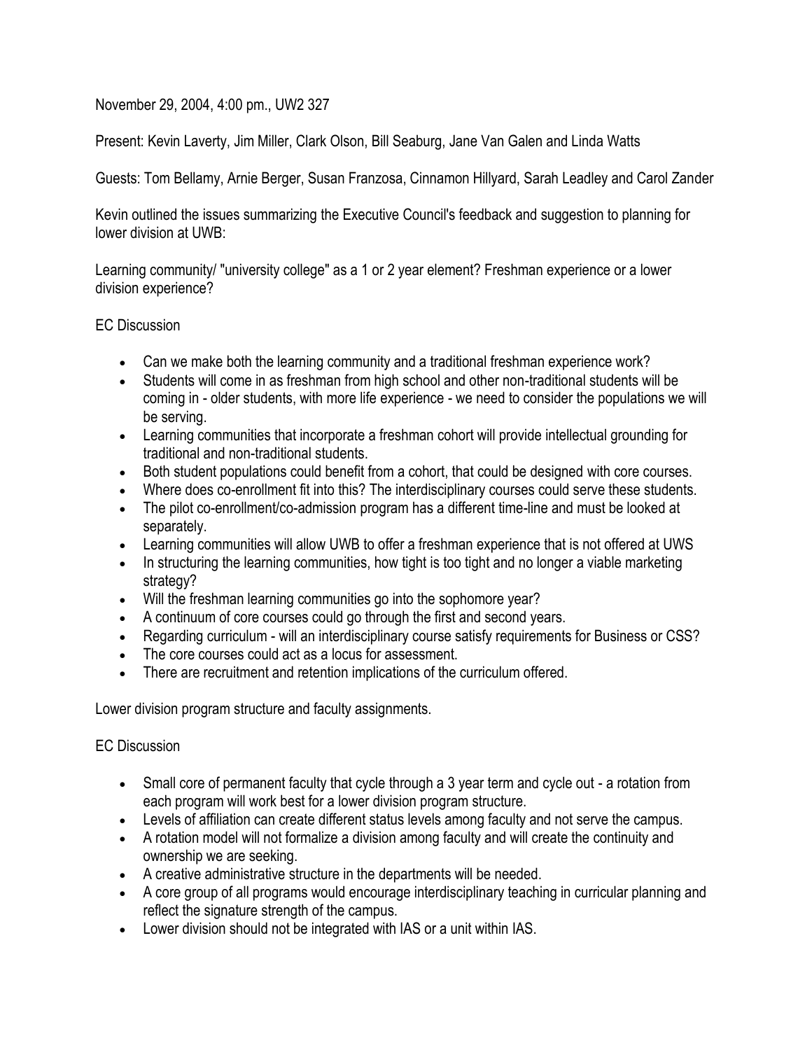November 29, 2004, 4:00 pm., UW2 327

Present: Kevin Laverty, Jim Miller, Clark Olson, Bill Seaburg, Jane Van Galen and Linda Watts

Guests: Tom Bellamy, Arnie Berger, Susan Franzosa, Cinnamon Hillyard, Sarah Leadley and Carol Zander

Kevin outlined the issues summarizing the Executive Council's feedback and suggestion to planning for lower division at UWB:

Learning community/ "university college" as a 1 or 2 year element? Freshman experience or a lower division experience?

EC Discussion

- Can we make both the learning community and a traditional freshman experience work?
- Students will come in as freshman from high school and other non-traditional students will be coming in - older students, with more life experience - we need to consider the populations we will be serving.
- Learning communities that incorporate a freshman cohort will provide intellectual grounding for traditional and non-traditional students.
- Both student populations could benefit from a cohort, that could be designed with core courses.
- Where does co-enrollment fit into this? The interdisciplinary courses could serve these students.
- The pilot co-enrollment/co-admission program has a different time-line and must be looked at separately.
- Learning communities will allow UWB to offer a freshman experience that is not offered at UWS
- In structuring the learning communities, how tight is too tight and no longer a viable marketing strategy?
- Will the freshman learning communities go into the sophomore year?
- A continuum of core courses could go through the first and second years.
- Regarding curriculum - will an interdisciplinary course satisfy requirements for Business or CSS?
- The core courses could act as a locus for assessment.
- There are recruitment and retention implications of the curriculum offered.

Lower division program structure and faculty assignments.

EC Discussion

- Small core of permanent faculty that cycle through a 3 year term and cycle out - a rotation from each program will work best for a lower division program structure.
- Levels of affiliation can create different status levels among faculty and not serve the campus.
- A rotation model will not formalize a division among faculty and will create the continuity and ownership we are seeking.
- A creative administrative structure in the departments will be needed.
- A core group of all programs would encourage interdisciplinary teaching in curricular planning and reflect the signature strength of the campus.
- Lower division should not be integrated with IAS or a unit within IAS.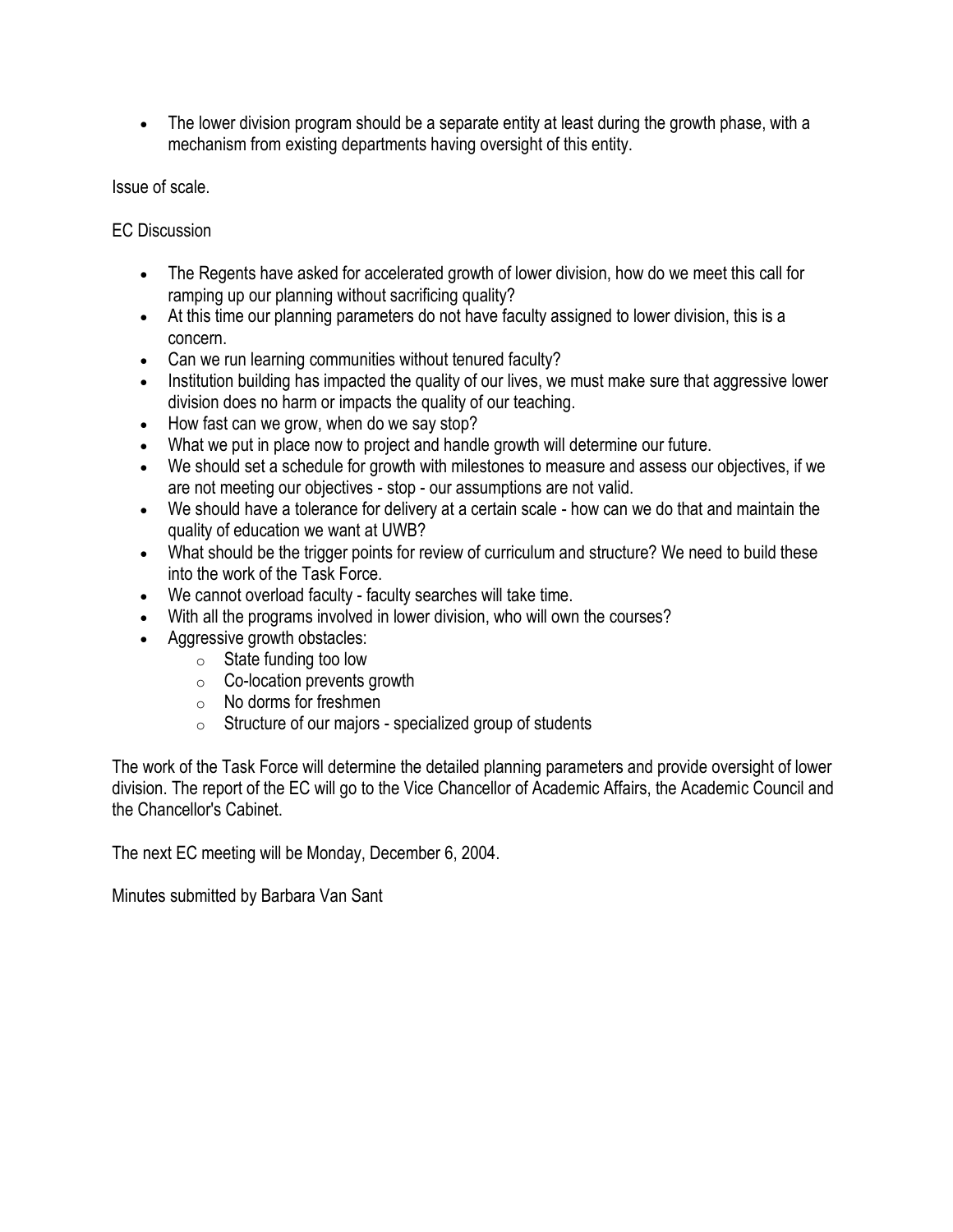- The lower division program should be a separate entity at least during the growth phase, with a mechanism from existing departments having oversight of this entity.

Issue of scale.

EC Discussion

- The Regents have asked for accelerated growth of lower division, how do we meet this call for ramping up our planning without sacrificing quality?
- At this time our planning parameters do not have faculty assigned to lower division, this is a concern.
- Can we run learning communities without tenured faculty?
- Institution building has impacted the quality of our lives, we must make sure that aggressive lower division does no harm or impacts the quality of our teaching.
- How fast can we grow, when do we say stop?
- What we put in place now to project and handle growth will determine our future.
- We should set a schedule for growth with milestones to measure and assess our objectives, if we are not meeting our objectives - stop - our assumptions are not valid.
- We should have a tolerance for delivery at a certain scale - how can we do that and maintain the quality of education we want at UWB?
- What should be the trigger points for review of curriculum and structure? We need to build these into the work of the Task Force.
- We cannot overload faculty - faculty searches will take time.
- With all the programs involved in lower division, who will own the courses?
- Aggressive growth obstacles:
  - State funding too low
  - Co-location prevents growth
  - No dorms for freshmen
  - Structure of our majors - specialized group of students

The work of the Task Force will determine the detailed planning parameters and provide oversight of lower division. The report of the EC will go to the Vice Chancellor of Academic Affairs, the Academic Council and the Chancellor's Cabinet.

The next EC meeting will be Monday, December 6, 2004.

Minutes submitted by Barbara Van Sant